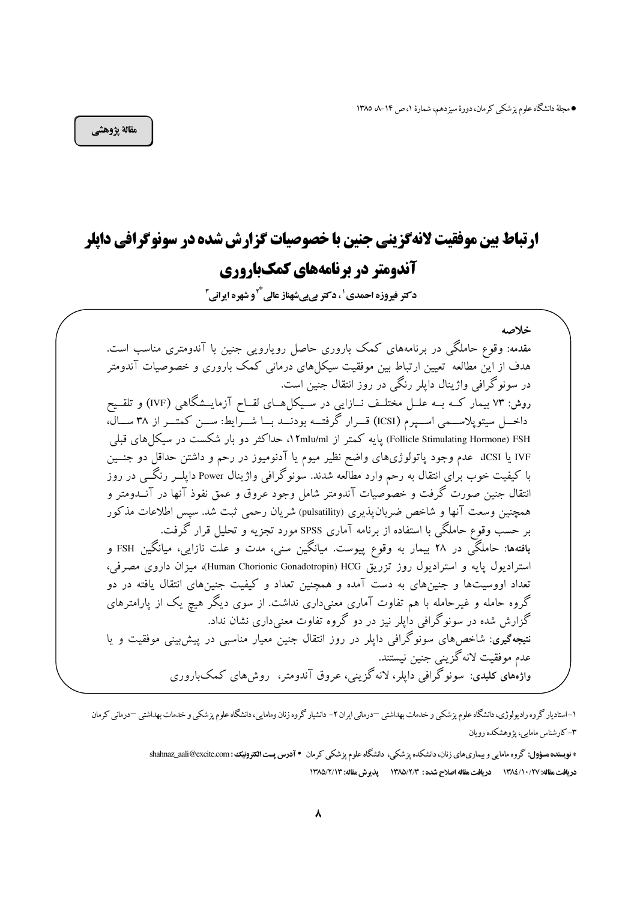مقالهٔ پژوهشی

# ارتباط بین موفقیت لانه‌گزینی جنین با خصوصیات گزارش شده در سونوگرافی داپلر آندومتر در برنامه‌های کمک‌باروری

**دکتر فیروزه احمدی[1]، دکتر بی‌بی‌شهناز عالی[2]* و شهره ایرانی[3]**

## خلاصه

**مقدمه:** وقوع حاملگی در برنامه‌های کمک باروری حاصل رویارویی جنین با آندومتری مناسب است. هدف از این مطالعه تعیین ارتباط بین موفقیت سیکل‌های درمانی کمک باروری و خصوصیات آندومتر در سونوگرافی واژینال داپلر رنگی در روز انتقال جنین است.

**روش:** ۷۳ بیمار که به علل مختلف نازایی در سیکل‌های لقاح آزمایشگاهی (IVF) و تلقیح داخل سیتوپلاسمی اسپرم (ICSI) قرار گرفته بودند با شرایط: سن کمتر از ۳۸ سال، FSH (Follicle Stimulating Hormone) پایه کمتر از ۱۲mIu/ml، حداکثر دو بار شکست در سیکل‌های قبلی IVF یا ICSI، عدم وجود پاتولوژی‌های واضح نظیر میوم یا آدنومیوز در رحم و داشتن حداقل دو جنین با کیفیت خوب برای انتقال به رحم وارد مطالعه شدند. سونوگرافی واژینال Power داپلر رنگی در روز انتقال جنین صورت گرفت و خصوصیات آندومتر شامل وجود عروق و عمق نفوذ آنها در آندومتر و همچنین وسعت آنها و شاخص ضربان‌پذیری (pulsatility) شریان رحمی ثبت شد. سپس اطلاعات مذکور بر حسب وقوع حاملگی با استفاده از برنامه آماری SPSS مورد تجزیه و تحلیل قرار گرفت.

**یافته‌ها:** حاملگی در ۲۸ بیمار به وقوع پیوست. میانگین سنی، مدت و علت نازایی، میانگین FSH و استرادیول پایه و استرادیول روز تزریق HCG (Human Chorionic Gonadotropin)، میزان داروی مصرفی، تعداد اووسیت‌ها و جنین‌های به دست آمده و همچنین تعداد و کیفیت جنین‌های انتقال یافته در دو گروه حامله و غیرحامله با هم تفاوت آماری معنی‌داری نداشت. از سوی دیگر هیچ یک از پارامترهای گزارش شده در سونوگرافی داپلر نیز در دو گروه تفاوت معنی‌داری نشان نداد.

**نتیجه‌گیری:** شاخص‌های سونوگرافی داپلر در روز انتقال جنین معیار مناسبی در پیش‌بینی موفقیت و یا عدم موفقیت لانه‌گزینی جنین نیستند.

**واژه‌های کلیدی:** سونوگرافی داپلر، لانه‌گزینی، عروق آندومتر، روش‌های کمک‌باروری

---

۱- استادیار گروه رادیولوژی، دانشگاه علوم پزشکی و خدمات بهداشتی - درمانی ایران ۲- دانشیار گروه زنان و مامایی، دانشگاه علوم پزشکی و خدمات بهداشتی - درمانی کرمان ۳- کارشناس مامایی، پژوهشکده رویان

* **نویسنده مسؤول:** گروه مامایی و بیماری‌های زنان، دانشکده پزشکی، دانشگاه علوم پزشکی کرمان • **آدرس پست الکترونیک:** shahnaz_aali@excite.com

**دریافت مقاله:** ۱۳۸۴/۱۰/۲۷ **دریافت مقاله اصلاح شده:** ۱۳۸۵/۲/۳ **پذیرش مقاله:** ۱۳۸۵/۲/۱۳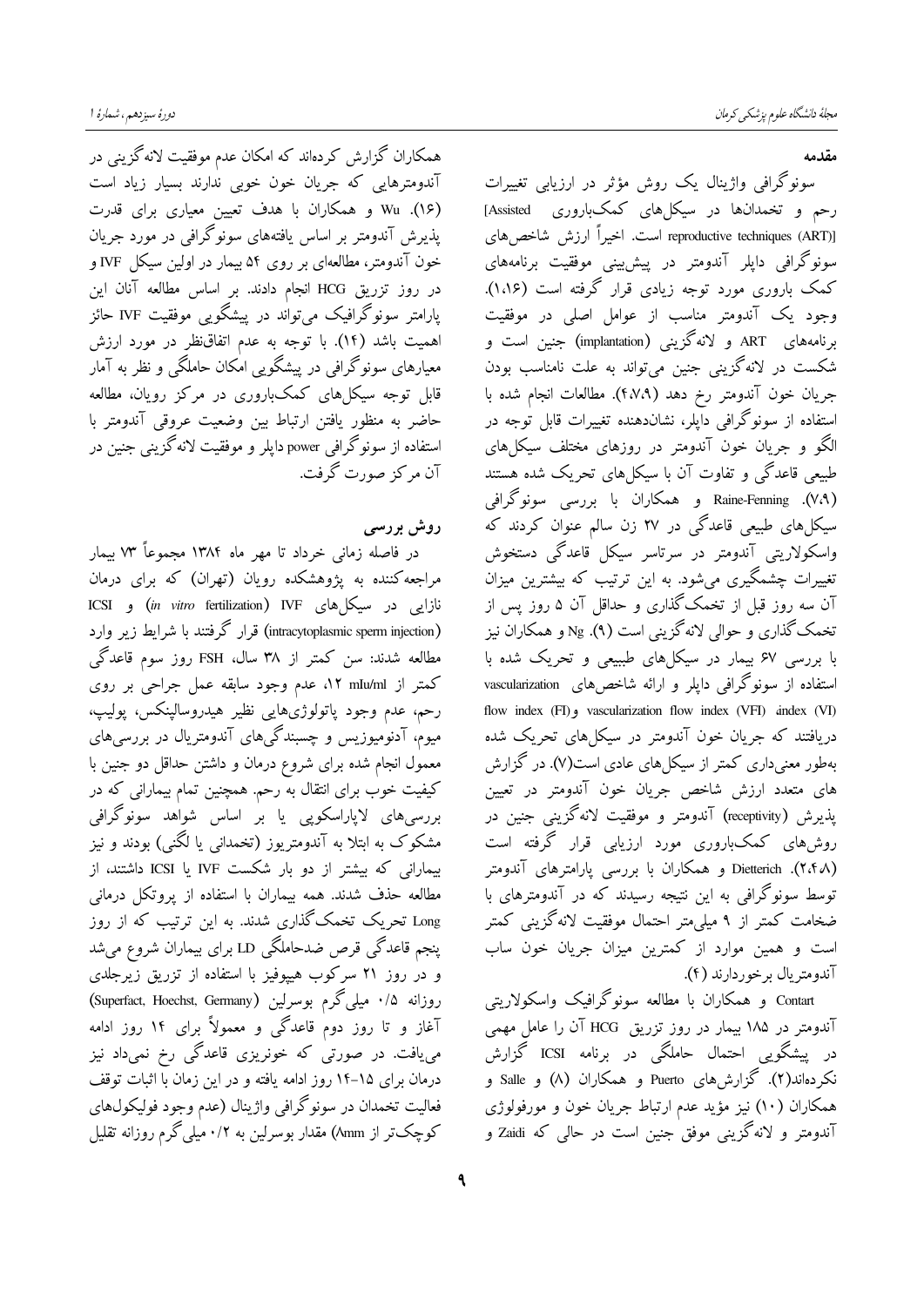## مقدمه

سونوگرافی واژینال یک روش مؤثر در ارزیابی تغییرات رحم و تخمدان‌ها در سیکل‌های کمک‌باروری [Assisted reproductive techniques (ART)] است. اخیراً ارزش شاخص‌های سونوگرافی داپلر آندومتر در پیش‌بینی موفقیت برنامه‌های کمک باروری مورد توجه زیادی قرار گرفته است (۱،۱۶). وجود یک آندومتر مناسب از عوامل اصلی در موفقیت برنامه‌های ART و لانه‌گزینی (implantation) جنین است و شکست در لانه‌گزینی جنین می‌تواند به علت نامناسب بودن جریان خون آندومتر رخ دهد (۴،۷،۹). مطالعات انجام شده با استفاده از سونوگرافی داپلر، نشان‌دهنده تغییرات قابل توجه در الگو و جریان خون آندومتر در روزهای مختلف سیکل‌های طبیعی قاعدگی و تفاوت آن با سیکل‌های تحریک شده هستند (۷،۹). Raine-Fenning و همکاران با بررسی سونوگرافی سیکل‌های طبیعی قاعدگی در ۲۷ زن سالم عنوان کردند که واسکولاریتی آندومتر در سرتاسر سیکل قاعدگی دستخوش تغییرات چشمگیری می‌شود. به این ترتیب که بیشترین میزان آن سه روز قبل از تخمک‌گذاری و حداقل آن ۵ روز پس از تخمک‌گذاری و حوالی لانه‌گزینی است (۹). Ng و همکاران نیز با بررسی ۶۷ بیمار در سیکل‌های طبیعی و تحریک شده با استفاده از سونوگرافی داپلر و ارائه شاخص‌های vascularization index (VI)، flow index (FI) و vascularization flow index (VFI) دریافتند که جریان خون آندومتر در سیکل‌های تحریک شده به‌طور معنی‌داری کمتر از سیکل‌های عادی است(۷). در گزارش های متعدد ارزش شاخص جریان خون آندومتر در تعیین پذیرش (receptivity) آندومتر و موفقیت لانه‌گزینی جنین در روش‌های کمک‌باروری مورد ارزیابی قرار گرفته است (۲،۴،۸). Dietterich و همکاران با بررسی پارامترهای آندومتر توسط سونوگرافی به این نتیجه رسیدند که در آندومترهای با ضخامت کمتر از ۹ میلی‌متر احتمال موفقیت لانه‌گزینی کمتر است و همین موارد از کمترین میزان جریان خون ساب آندومتریال برخوردارند (۴).

Contart و همکاران با مطالعه سونوگرافیک واسکولاریتی آندومتر در ۱۸۵ بیمار در روز تزریق HCG آن را عامل مهمی در پیشگویی احتمال حاملگی در برنامه ICSI گزارش نکرده‌اند(۲). گزارش‌های Puerto و همکاران (۸) و Salle و همکاران (۱۰) نیز مؤید عدم ارتباط جریان خون و مورفولوژی آندومتر و لانه‌گزینی موفق جنین است در حالی که Zaidi و همکاران گزارش کرده‌اند که امکان عدم موفقیت لانه‌گزینی در آندومترهایی که جریان خون خوبی ندارند بسیار زیاد است (۱۶). Wu و همکاران با هدف تعیین معیاری برای قدرت پذیرش آندومتر بر اساس یافته‌های سونوگرافی در مورد جریان خون آندومتر، مطالعه‌ای بر روی ۵۴ بیمار در اولین سیکل IVF و در روز تزریق HCG انجام دادند. بر اساس مطالعه آنان این پارامتر سونوگرافیک می‌تواند در پیشگویی موفقیت IVF حائز اهمیت باشد (۱۴). با توجه به عدم اتفاق‌نظر در مورد ارزش معیارهای سونوگرافی در پیشگویی امکان حاملگی و نظر به آمار قابل توجه سیکل‌های کمک‌باروری در مرکز رویان، مطالعه حاضر به منظور یافتن ارتباط بین وضعیت عروقی آندومتر با استفاده از سونوگرافی power داپلر و موفقیت لانه‌گزینی جنین در آن مرکز صورت گرفت.

## روش بررسی

در فاصله زمانی خرداد تا مهر ماه ۱۳۸۴ مجموعاً ۷۳ بیمار مراجعه‌کننده به پژوهشکده رویان (تهران) که برای درمان نازایی در سیکل‌های IVF (*in vitro* fertilization) و ICSI (intracytoplasmic sperm injection) قرار گرفتند با شرایط زیر وارد مطالعه شدند: سن کمتر از ۳۸ سال، FSH روز سوم قاعدگی کمتر از ۱۲ mIu/ml، عدم وجود سابقه عمل جراحی بر روی رحم، عدم وجود پاتولوژی‌هایی نظیر هیدروسالپنکس، پولیپ، میوم، آدنومیوزیس و چسبندگی‌های آندومتریال در بررسی‌های معمول انجام شده برای شروع درمان و داشتن حداقل دو جنین با کیفیت خوب برای انتقال به رحم. همچنین تمام بیمارانی که در بررسی‌های لاپاراسکوپی یا بر اساس شواهد سونوگرافی مشکوک به ابتلا به آندومتریوز (تخمدانی یا لگنی) بودند و نیز بیمارانی که بیشتر از دو بار شکست IVF یا ICSI داشتند، از مطالعه حذف شدند. همه بیماران با استفاده از پروتکل درمانی Long تحریک تخمک‌گذاری شدند. به این ترتیب که از روز پنجم قاعدگی قرص ضدحاملگی LD برای بیماران شروع می‌شد و در روز ۲۱ سرکوب هیپوفیز با استفاده از تزریق زیرجلدی روزانه ۰/۵ میلی‌گرم بوسرلین (Superfact, Hoechst, Germany) آغاز و تا روز دوم قاعدگی و معمولاً برای ۱۴ روز ادامه می‌یافت. در صورتی که خونریزی قاعدگی رخ نمی‌داد نیز درمان برای ۱۵-۱۴ روز ادامه یافته و در این زمان با اثبات توقف فعالیت تخمدان در سونوگرافی واژینال (عدم وجود فولیکول‌های کوچک‌تر از ۸mm) مقدار بوسرلین به ۰/۲ میلی‌گرم روزانه تقلیل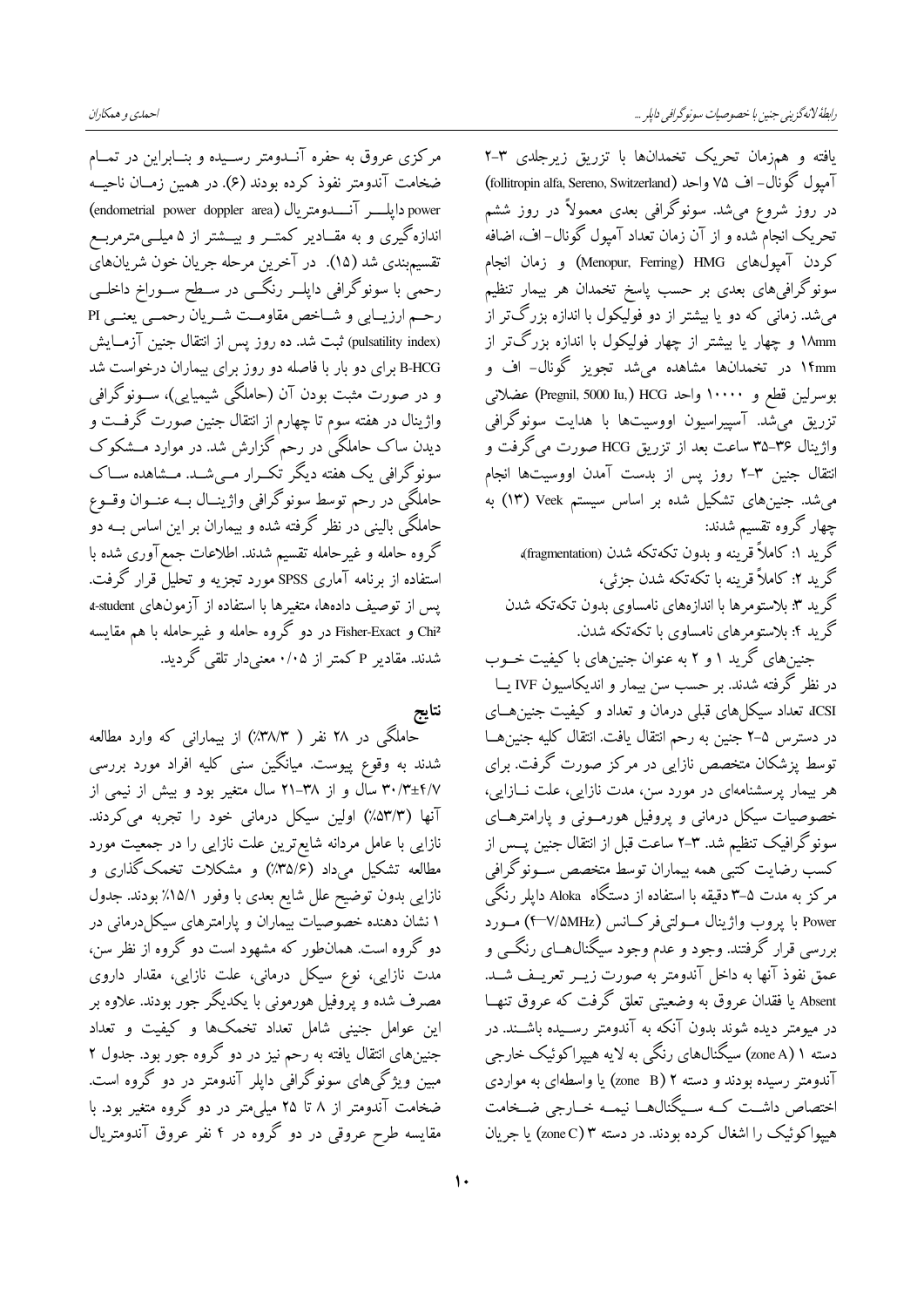یافته و همزمان تحریک تخمدان‌ها با تزریق زیرجلدی ۳-۲ آمپول گونال- اف ۷۵ واحد (follitropin alfa, Sereno, Switzerland) در روز شروع می‌شد. سونوگرافی بعدی معمولاً در روز ششم تحریک انجام شده و از آن زمان تعداد آمپول گونال- اف، اضافه کردن آمپول‌های HMG (Menopur, Ferring) و زمان انجام سونوگرافی‌های بعدی بر حسب پاسخ تخمدان هر بیمار تنظیم می‌شد. زمانی که دو یا بیشتر از دو فولیکول با اندازه بزرگ‌تر از ۱۸mm و چهار یا بیشتر از چهار فولیکول با اندازه بزرگ‌تر از ۱۴mm در تخمدان‌ها مشاهده می‌شد تجویز گونال- اف و بوسرلین قطع و ۱۰۰۰۰ واحد HCG (Pregnil, 5000 Iu,) عضلانی تزریق می‌شد. آسپیراسیون اووسیت‌ها با هدایت سونوگرافی واژینال ۳۶-۳۵ ساعت بعد از تزریق HCG صورت می‌گرفت و انتقال جنین ۳-۲ روز پس از بدست آمدن اووسیت‌ها انجام می‌شد. جنین‌های تشکیل شده بر اساس سیستم Veek (۱۳) به چهار گروه تقسیم شدند:

گرید ۱: کاملاً قرینه و بدون تکه‌تکه شدن (fragmentation)،

گرید ۲: کاملاً قرینه با تکه‌تکه شدن جزئی،

گرید ۳: بلاستومرها با اندازه‌های نامساوی بدون تکه‌تکه شدن

گرید ۴: بلاستومرهای نامساوی با تکه‌تکه شدن.

جنین‌های گرید ۱ و ۲ به عنوان جنین‌های با کیفیت خوب در نظر گرفته شدند. بر حسب سن بیمار و اندیکاسیون IVF یا ICSI، تعداد سیکل‌های قبلی درمان و تعداد و کیفیت جنین‌های در دسترس ۵-۲ جنین به رحم انتقال یافت. انتقال کلیه جنین‌ها توسط پزشکان متخصص نازایی در مرکز صورت گرفت. برای هر بیمار پرسشنامه‌ای در مورد سن، مدت نازایی، علت نازایی، خصوصیات سیکل درمانی و پروفیل هورمونی و پارامترهای سونوگرافیک تنظیم شد. ۳-۲ ساعت قبل از انتقال جنین پس از کسب رضایت کتبی همه بیماران توسط متخصص سونوگرافی مرکز به مدت ۵-۳ دقیقه با استفاده از دستگاه Aloka داپلر رنگی Power با پروب واژینال مولتی‌فرکانس (۴-۷/۵MHz) مورد بررسی قرار گرفتند. وجود و عدم وجود سیگنال‌های رنگی و عمق نفوذ آنها به داخل آندومتر به صورت زیر تعریف شد. Absent یا فقدان عروق به وضعیتی تعلق گرفت که عروق تنها در میومتر دیده شوند بدون آنکه به آندومتر رسیده باشند. در دسته ۱ (zone A) سیگنال‌های رنگی به لایه هیپراکوئیک خارجی آندومتر رسیده بودند و دسته ۲ (zone B) یا واسطه‌ای به مواردی اختصاص داشت که سیگنال‌ها نیمه خارجی ضخامت هیپواکوئیک را اشغال کرده بودند. در دسته ۳ (zone C) یا جریان مرکزی عروق به حفره آندومتر رسیده و بنابراین در تمام ضخامت آندومتر نفوذ کرده بودند (۶). در همین زمان ناحیه power داپلر آندومتریال (endometrial power doppler area) اندازه‌گیری و به مقادیر کمتر و بیشتر از ۵ میلی‌مترمربع تقسیم‌بندی شد (۱۵). در آخرین مرحله جریان خون شریان‌های رحمی با سونوگرافی داپلر رنگی در سطح سوراخ داخلی رحم ارزیابی و شاخص مقاومت شریان رحمی یعنی PI (pulsatility index) ثبت شد. ده روز پس از انتقال جنین آزمایش B-HCG برای دو بار با فاصله دو روز برای بیماران درخواست شد و در صورت مثبت بودن آن (حاملگی شیمیایی)، سونوگرافی واژینال در هفته سوم تا چهارم از انتقال جنین صورت گرفت و دیدن ساک حاملگی در رحم گزارش شد. در موارد مشکوک سونوگرافی یک هفته دیگر تکرار می‌شد. مشاهده ساک حاملگی در رحم توسط سونوگرافی واژینال به عنوان وقوع حاملگی بالینی در نظر گرفته شده و بیماران بر این اساس به دو گروه حامله و غیرحامله تقسیم شدند. اطلاعات جمع‌آوری شده با استفاده از برنامه آماری SPSS مورد تجزیه و تحلیل قرار گرفت. پس از توصیف داده‌ها، متغیرها با استفاده از آزمون‌های t-student و $Chi^2$ و Fisher-Exact در دو گروه حامله و غیرحامله با هم مقایسه شدند. مقادیر P کمتر از ۰/۰۵ معنی‌دار تلقی گردید.

## نتایج

حاملگی در ۲۸ نفر (۳۸/۳٪) از بیمارانی که وارد مطالعه شدند به وقوع پیوست. میانگین سنی کلیه افراد مورد بررسی ۴/۷±۳۰/۳ سال و از ۳۸-۲۱ سال متغیر بود و بیش از نیمی از آنها (۵۳/۳٪) اولین سیکل درمانی خود را تجربه می‌کردند. نازایی با عامل مردانه شایع‌ترین علت نازایی را در جمعیت مورد مطالعه تشکیل می‌داد (۳۵/۶٪) و مشکلات تخمک‌گذاری و نازایی بدون توضیح علل شایع بعدی با وفور ۱۵/۱٪ بودند. جدول ۱ نشان دهنده خصوصیات بیماران و پارامترهای سیکل‌درمانی در دو گروه است. همان‌طور که مشهود است دو گروه از نظر سن، مدت نازایی، نوع سیکل درمانی، علت نازایی، مقدار داروی مصرف شده و پروفیل هورمونی با یکدیگر جور بودند. علاوه بر این عوامل جنینی شامل تعداد تخمک‌ها و کیفیت و تعداد جنین‌های انتقال یافته به رحم نیز در دو گروه جور بود. جدول ۲ مبین ویژگی‌های سونوگرافی داپلر آندومتر در دو گروه است. ضخامت آندومتر از ۸ تا ۲۵ میلی‌متر در دو گروه متغیر بود. با مقایسه طرح عروقی در دو گروه در ۴ نفر عروق آندومتریال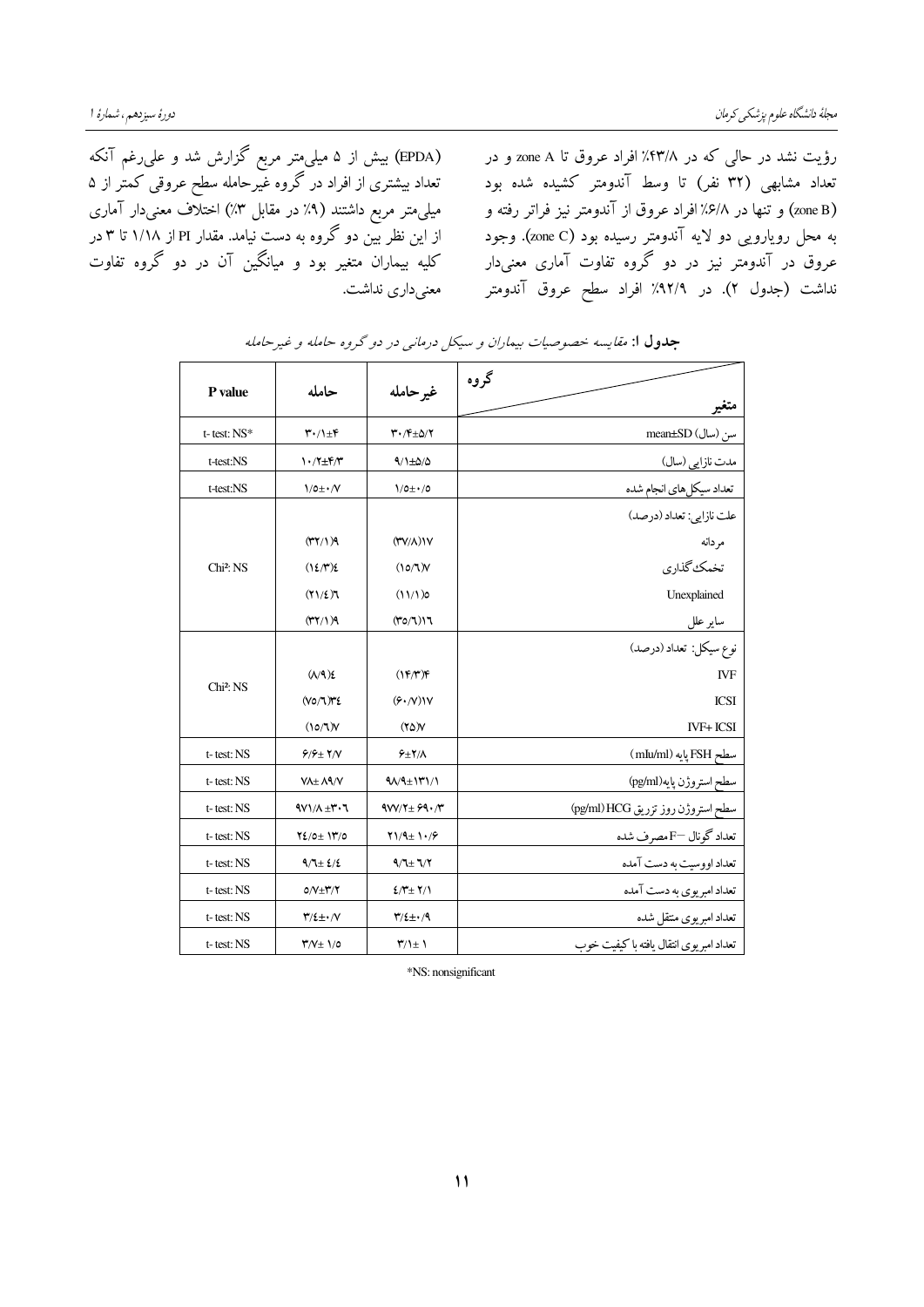رؤیت نشد در حالی که در ۴۳/۸٪ افراد عروق تا zone A و در تعداد مشابهی (۳۲ نفر) تا وسط آندومتر کشیده شده بود (zone B) و تنها در ۶/۸٪ افراد عروق از آندومتر نیز فراتر رفته و به محل رویارویی دو لایه آندومتر رسیده بود (zone C). وجود عروق در آندومتر نیز در دو گروه تفاوت آماری معنی‌دار نداشت (جدول ۲). در ۹۲/۹٪ افراد سطح عروق آندومتر (EPDA) بیش از ۵ میلی‌متر مربع گزارش شد و علی‌رغم آنکه تعداد بیشتری از افراد در گروه غیرحامله سطح عروقی کمتر از ۵ میلی‌متر مربع داشتند (۹٪ در مقابل ۳٪) اختلاف معنی‌دار آماری از این نظر بین دو گروه به دست نیامد. مقدار PI از ۱/۱۸ تا ۳ در کلیه بیماران متغیر بود و میانگین آن در دو گروه تفاوت معنی‌داری نداشت.

**جدول ۱:** *مقایسه خصوصیات بیماران و سیکل درمانی در دو گروه حامله و غیرحامله*

| متغیر / گروه | غیرحامله | حامله | P value |
|---|---|---|---|
| سن (سال) mean±SD | ۳۰/۴±۵/۲ | ۳۰/۱±۴ | t- test: NS* |
| مدت نازایی (سال) | ۹/۱±۵/۵ | ۱۰/۲±۴/۳ | t-test:NS |
| تعداد سیکل‌های انجام شده | ۱/۵±۰/۵ | ۱/۵±۰/۷ | t-test:NS |
| علت نازایی: تعداد (درصد) | | | Chi²: NS |
| مردانه | ۱۷(۳۷/۸) | ۹(۳۲/۱) | |
| تخمک‌گذاری | ۷(۱۵/۶) | ۴(۱۴/۳) | |
| Unexplained | ۵(۱۱/۱) | ۶(۲۱/۴) | |
| سایر علل | ۱۶(۳۵/۶) | ۹(۳۲/۱) | |
| نوع سیکل: تعداد (درصد) | | | Chi²: NS |
| IVF | ۴(۱۴/۳) | ۴(۸/۹) | |
| ICSI | ۱۷(۶۰/۷) | ۳۴(۷۵/۶) | |
| IVF+ ICSI | ۷(۲۵) | ۷(۱۵/۶) | |
| سطح FSH پایه (mIu/ml) | ۶±۲/۸ | ۶/۶± ۲/۷ | t- test: NS |
| سطح استروژن پایه(pg/ml) | ۹۸/۹±۱۳۱/۱ | ۷۸± ۸۹/۷ | t- test: NS |
| سطح استروژن روز تزریق HCG (pg/ml) | ۹۷۷/۲± ۶۹۰/۳ | ۹۷۱/۸ ±۳۰۶ | t- test: NS |
| تعداد گونال —F مصرف شده | ۲۱/۹± ۱۰/۶ | ۲۴/۵± ۱۳/۵ | t- test: NS |
| تعداد اووسیت به دست آمده | ۹/۶± ۶/۲ | ۹/۶± ٤/٤ | t- test: NS |
| تعداد امبریوی به دست آمده | ٤/۳± ۲/۱ | ۵/۷±۳/۲ | t- test: NS |
| تعداد امبریوی منتقل شده | ۳/٤±۰/۹ | ۳/٤±۰/۷ | t- test: NS |
| تعداد امبریوی انتقال یافته با کیفیت خوب | ۳/۱± ۱ | ۳/۷± ۱/۵ | t- test: NS |

*NS: nonsignificant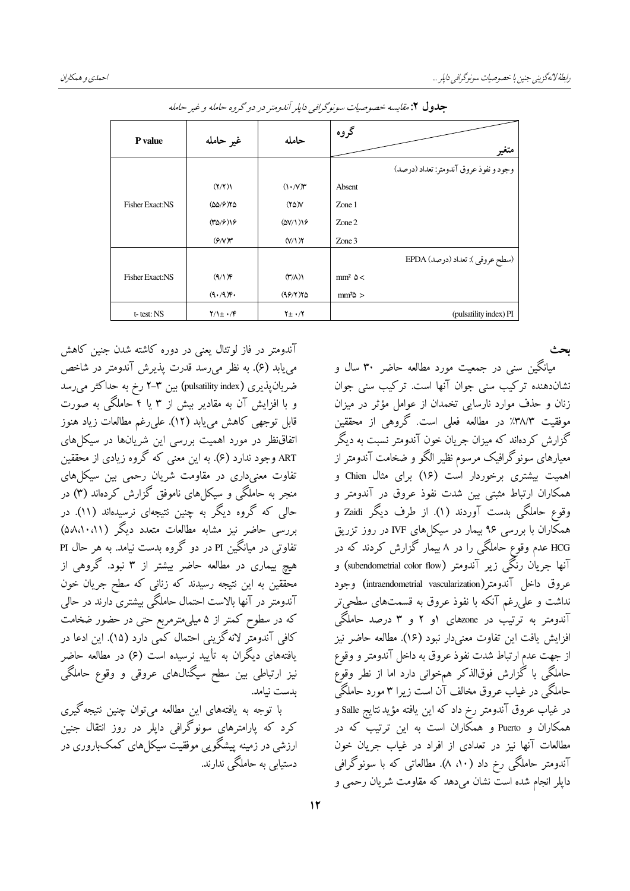**جدول ۲:** مقایسه خصوصیات سونوگرافی داپلر آندومتر در دو گروه حامله و غیر حامله

| متغیر / گروه | حامله | غیر حامله | P value |
|---|---|---|---|
| وجود و نفوذ عروق آندومتر: تعداد (درصد) | | | |
| Absent | (۱۰/۷)۳ | (۲/۲)۱ | |
| Zone 1 | (۲۵)۷ | (۵۵/۶)۲۵ | Fisher Exact:NS |
| Zone 2 | (۵۷/۱)۱۶ | (۳۵/۶)۱۶ | |
| Zone 3 | (۷/۱)۲ | (۶/۷)۳ | |
| (سطح عروقی ): تعداد (درصد) EPDA | | | |
| $mm^2$ ۵ < | (۳/۸)۱ | (۹/۱)۴ | Fisher Exact:NS |
| $mm^2$۵ > | (۹۶/۲)۲۵ | (۹۰/۹)۴۰ | |
| (pulsatility index) PI | ۲± ۰/۲ | ۲/۱± ۰/۴ | t- test: NS |

## بحث

میانگین سنی در جمعیت مورد مطالعه حاضر ۳۰ سال و نشان‌دهنده ترکیب سنی جوان آنها است. ترکیب سنی جوان زنان و حذف موارد نارسایی تخمدان از عوامل مؤثر در میزان موفقیت ۳۸/۳٪ در مطالعه فعلی است. گروهی از محققین گزارش کرده‌اند که میزان جریان خون آندومتر نسبت به دیگر معیارهای سونوگرافیک مرسوم نظیر الگو و ضخامت آندومتر از اهمیت بیشتری برخوردار است (۱۶) برای مثال Chien و همکاران ارتباط مثبتی بین شدت نفوذ عروق در آندومتر و وقوع حاملگی بدست آوردند (۱). از طرف دیگر Zaidi و همکاران با بررسی ۹۶ بیمار در سیکل‌های IVF در روز تزریق HCG عدم وقوع حاملگی را در ۸ بیمار گزارش کردند که در آنها جریان رنگی زیر آندومتر (subendometrial color flow) و عروق داخل آندومتر(intraendometrial vascularization) وجود نداشت و علی‌رغم آنکه با نفوذ عروق به قسمت‌های سطحی‌تر آندومتر به ترتیب در zoneهای ۱و ۲ و ۳ درصد حاملگی افزایش یافت این تفاوت معنی‌دار نبود (۱۶). مطالعه حاضر نیز از جهت عدم ارتباط شدت نفوذ عروق به داخل آندومتر و وقوع حاملگی با گزارش فوق‌الذکر همخوانی دارد اما از نظر وقوع حاملگی در غیاب عروق مخالف آن است زیرا ۳ مورد حاملگی در غیاب عروق آندومتر رخ داد که این یافته مؤید نتایج Salle و همکاران و Puerto و همکاران است به این ترتیب که در مطالعات آنها نیز در تعدادی از افراد در غیاب جریان خون آندومتر حاملگی رخ داد (۱۰، ۸). مطالعاتی که با سونوگرافی داپلر انجام شده است نشان می‌دهد که مقاومت شریان رحمی و آندومتر در فاز لوتئال یعنی در دوره کاشته شدن جنین کاهش می‌یابد (۶). به نظر می‌رسد قدرت پذیرش آندومتر در شاخص ضربان‌پذیری (pulsatility index) بین ۳-۲ رخ به حداکثر می‌رسد و با افزایش آن به مقادیر بیش از ۳ یا ۴ حاملگی به صورت قابل توجهی کاهش می‌یابد (۱۲). علی‌رغم مطالعات زیاد هنوز اتفاق‌نظر در مورد اهمیت بررسی این شریان‌ها در سیکل‌های ART وجود ندارد (۶). به این معنی که گروه زیادی از محققین تفاوت معنی‌داری در مقاومت شریان رحمی بین سیکل‌های منجر به حاملگی و سیکل‌های ناموفق گزارش کرده‌اند (۳) در حالی که گروه دیگر به چنین نتیجه‌ای نرسیده‌اند (۱۱). در بررسی حاضر نیز مشابه مطالعات متعدد دیگر (۱۱،۱۰،۸،۵) تفاوتی در میانگین PI در دو گروه بدست نیامد. به هر حال PI هیچ بیماری در مطالعه حاضر بیشتر از ۳ نبود. گروهی از محققین به این نتیجه رسیدند که زنانی که سطح جریان خون آندومتر در آنها بالاست احتمال حاملگی بیشتری دارند در حالی که در سطوح کمتر از ۵ میلی‌مترمربع حتی در حضور ضخامت کافی آندومتر لانه‌گزینی احتمال کمی دارد (۱۵). این ادعا در یافته‌های دیگران به تأیید نرسیده است (۶) در مطالعه حاضر نیز ارتباطی بین سطح سیگنال‌های عروقی و وقوع حاملگی بدست نیامد.

با توجه به یافته‌های این مطالعه می‌توان چنین نتیجه‌گیری کرد که پارامترهای سونوگرافی داپلر در روز انتقال جنین ارزشی در زمینه پیشگویی موفقیت سیکل‌های کمک‌باروری در دستیابی به حاملگی ندارند.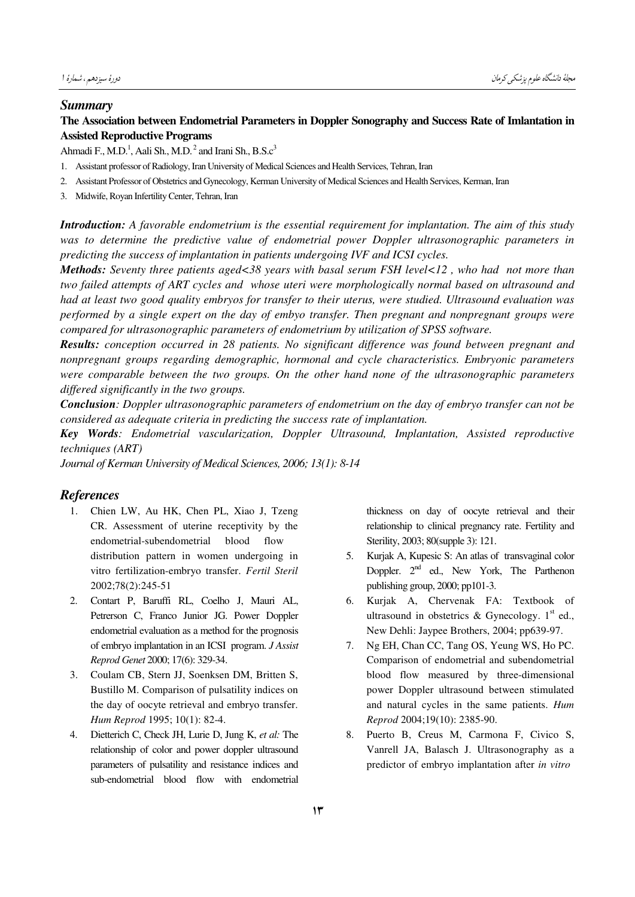## Summary

### The Association between Endometrial Parameters in Doppler Sonography and Success Rate of Imlantation in Assisted Reproductive Programs

Ahmadi F., M.D.[1], Aali Sh., M.D.[2] and Irani Sh., B.S.c[3]

1. Assistant professor of Radiology, Iran University of Medical Sciences and Health Services, Tehran, Iran
2. Assistant Professor of Obstetrics and Gynecology, Kerman University of Medical Sciences and Health Services, Kerman, Iran
3. Midwife, Royan Infertility Center, Tehran, Iran

***Introduction:*** *A favorable endometrium is the essential requirement for implantation. The aim of this study was to determine the predictive value of endometrial power Doppler ultrasonographic parameters in predicting the success of implantation in patients undergoing IVF and ICSI cycles.*

***Methods:*** *Seventy three patients aged<38 years with basal serum FSH level<12 , who had not more than two failed attempts of ART cycles and whose uteri were morphologically normal based on ultrasound and had at least two good quality embryos for transfer to their uterus, were studied. Ultrasound evaluation was performed by a single expert on the day of embyo transfer. Then pregnant and nonpregnant groups were compared for ultrasonographic parameters of endometrium by utilization of SPSS software.*

***Results:*** *conception occurred in 28 patients. No significant difference was found between pregnant and nonpregnant groups regarding demographic, hormonal and cycle characteristics. Embryonic parameters were comparable between the two groups. On the other hand none of the ultrasonographic parameters differed significantly in the two groups.*

***Conclusion****: Doppler ultrasonographic parameters of endometrium on the day of embryo transfer can not be considered as adequate criteria in predicting the success rate of implantation.*

***Key Words****: Endometrial vascularization, Doppler Ultrasound, Implantation, Assisted reproductive techniques (ART)*

*Journal of Kerman University of Medical Sciences, 2006; 13(1): 8-14*

## References

1. Chien LW, Au HK, Chen PL, Xiao J, Tzeng CR. Assessment of uterine receptivity by the endometrial-subendometrial blood flow distribution pattern in women undergoing in vitro fertilization-embryo transfer. *Fertil Steril* 2002;78(2):245-51
2. Contart P, Baruffi RL, Coelho J, Mauri AL, Petrerson C, Franco Junior JG. Power Doppler endometrial evaluation as a method for the prognosis of embryo implantation in an ICSI program. *J Assist Reprod Genet* 2000; 17(6): 329-34.
3. Coulam CB, Stern JJ, Soenksen DM, Britten S, Bustillo M. Comparison of pulsatility indices on the day of oocyte retrieval and embryo transfer. *Hum Reprod* 1995; 10(1): 82-4.
4. Dietterich C, Check JH, Lurie D, Jung K, *et al:* The relationship of color and power doppler ultrasound parameters of pulsatility and resistance indices and sub-endometrial blood flow with endometrial thickness on day of oocyte retrieval and their relationship to clinical pregnancy rate. Fertility and Sterility, 2003; 80(supple 3): 121.
5. Kurjak A, Kupesic S: An atlas of transvaginal color Doppler. 2nd ed., New York, The Parthenon publishing group, 2000; pp101-3.
6. Kurjak A, Chervenak FA: Textbook of ultrasound in obstetrics & Gynecology. 1st ed., New Dehli: Jaypee Brothers, 2004; pp639-97.
7. Ng EH, Chan CC, Tang OS, Yeung WS, Ho PC. Comparison of endometrial and subendometrial blood flow measured by three-dimensional power Doppler ultrasound between stimulated and natural cycles in the same patients. *Hum Reprod* 2004;19(10): 2385-90.
8. Puerto B, Creus M, Carmona F, Civico S, Vanrell JA, Balasch J. Ultrasonography as a predictor of embryo implantation after *in vitro*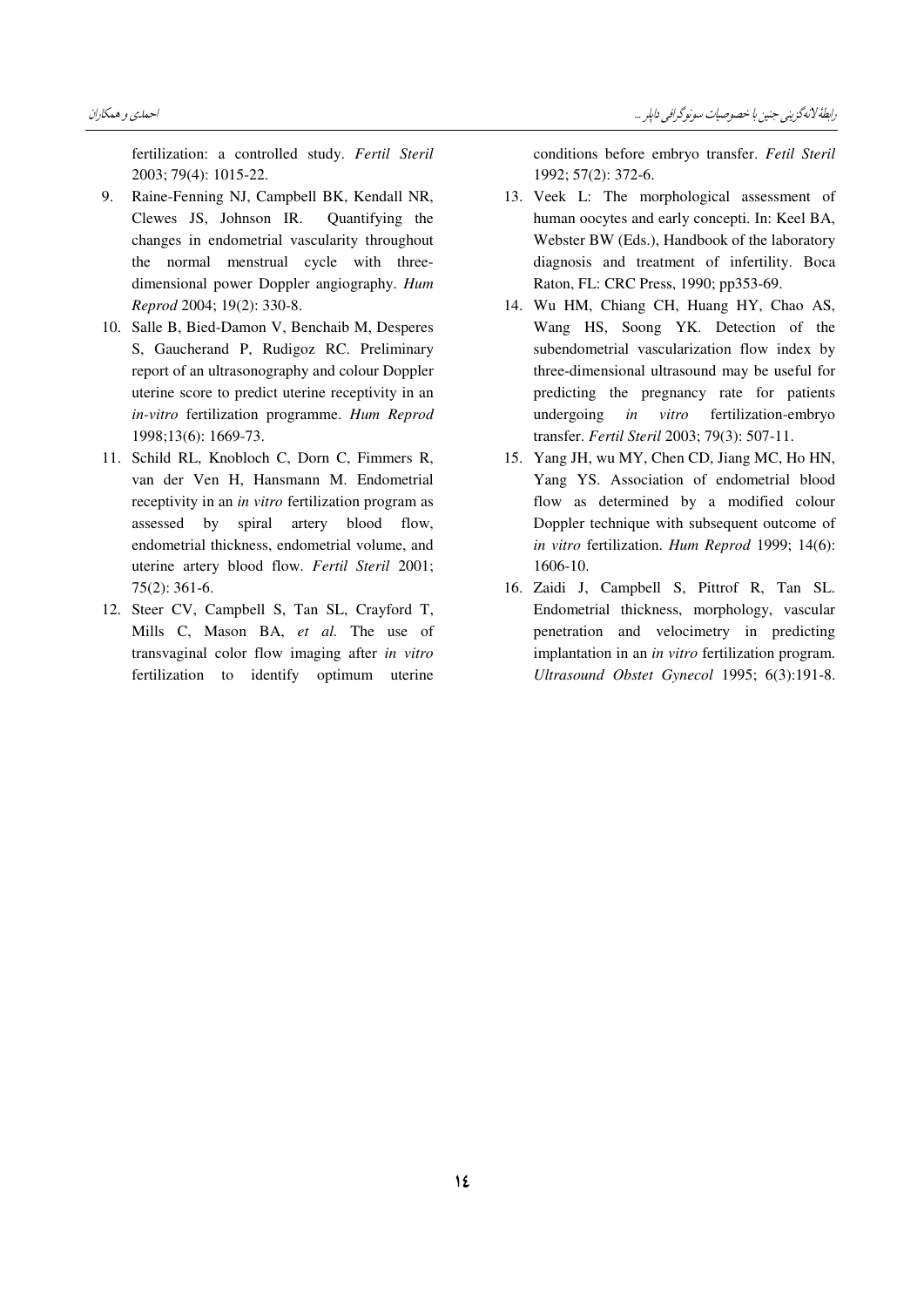fertilization: a controlled study. *Fertil Steril* 2003; 79(4): 1015-22.

9. Raine-Fenning NJ, Campbell BK, Kendall NR, Clewes JS, Johnson IR. Quantifying the changes in endometrial vascularity throughout the normal menstrual cycle with three-dimensional power Doppler angiography. *Hum Reprod* 2004; 19(2): 330-8.
10. Salle B, Bied-Damon V, Benchaib M, Desperes S, Gaucherand P, Rudigoz RC. Preliminary report of an ultrasonography and colour Doppler uterine score to predict uterine receptivity in an *in-vitro* fertilization programme. *Hum Reprod* 1998;13(6): 1669-73.
11. Schild RL, Knobloch C, Dorn C, Fimmers R, van der Ven H, Hansmann M. Endometrial receptivity in an *in vitro* fertilization program as assessed by spiral artery blood flow, endometrial thickness, endometrial volume, and uterine artery blood flow. *Fertil Steril* 2001; 75(2): 361-6.
12. Steer CV, Campbell S, Tan SL, Crayford T, Mills C, Mason BA, *et al.* The use of transvaginal color flow imaging after *in vitro* fertilization to identify optimum uterine conditions before embryo transfer. *Fetil Steril* 1992; 57(2): 372-6.
13. Veek L: The morphological assessment of human oocytes and early concepti. In: Keel BA, Webster BW (Eds.), Handbook of the laboratory diagnosis and treatment of infertility. Boca Raton, FL: CRC Press, 1990; pp353-69.
14. Wu HM, Chiang CH, Huang HY, Chao AS, Wang HS, Soong YK. Detection of the subendometrial vascularization flow index by three-dimensional ultrasound may be useful for predicting the pregnancy rate for patients undergoing *in vitro* fertilization-embryo transfer. *Fertil Steril* 2003; 79(3): 507-11.
15. Yang JH, wu MY, Chen CD, Jiang MC, Ho HN, Yang YS. Association of endometrial blood flow as determined by a modified colour Doppler technique with subsequent outcome of *in vitro* fertilization. *Hum Reprod* 1999; 14(6): 1606-10.
16. Zaidi J, Campbell S, Pittrof R, Tan SL. Endometrial thickness, morphology, vascular penetration and velocimetry in predicting implantation in an *in vitro* fertilization program. *Ultrasound Obstet Gynecol* 1995; 6(3):191-8.